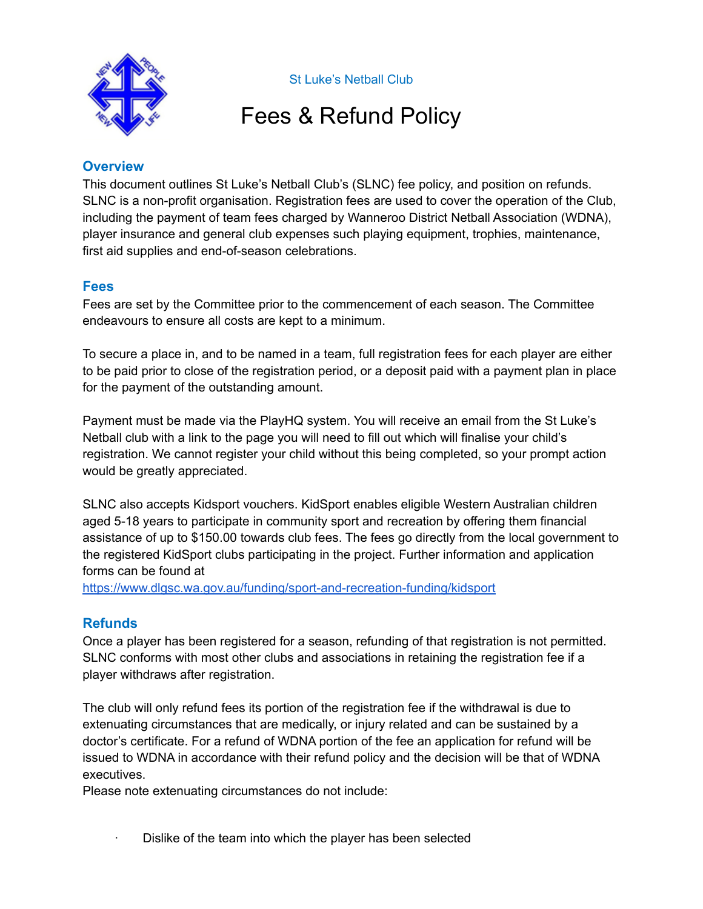St Luke's Netball Club

# Fees & Refund Policy

## Overview

This document outlines St Luke's Netball Club's (SLNC) fee policy, and position on refunds. SLNC is a non-profit organisation. Registration fees are used to cover the operation of the Club, including the payment of team fees charged by Wanneroo District Netball Association (WDNA), player insurance and general club expenses such playing equipment, trophies, maintenance, first aid supplies and end-of-season celebrations.

## Fees

Fees are set by the Committee prior to the commencement of each season. The Committee endeavours to ensure all costs are kept to a minimum.

To secure a place in, and to be named in a team, full registration fees for each player are either to be paid prior to close of the registration period, or a deposit paid with a payment plan in place for the payment of the outstanding amount.

Payment must be made via the PlayHQ system. You will receive an email from the St Luke's Netball club with a link to the page you will need to fill out which will finalise your child's registration. We cannot register your child without this being completed, so your prompt action would be greatly appreciated.

SLNC also accepts Kidsport vouchers. KidSport enables eligible Western Australian children aged 5-18 years to participate in community sport and recreation by offering them financial assistance of up to $150.00 towards club fees. The fees go directly from the local government to the registered KidSport clubs participating in the project. Further information and application forms can be found at
https://www.dlgsc.wa.gov.au/funding/sport-and-recreation-funding/kidsport

## Refunds

Once a player has been registered for a season, refunding of that registration is not permitted. SLNC conforms with most other clubs and associations in retaining the registration fee if a player withdraws after registration.

The club will only refund fees its portion of the registration fee if the withdrawal is due to extenuating circumstances that are medically, or injury related and can be sustained by a doctor's certificate. For a refund of WDNA portion of the fee an application for refund will be issued to WDNA in accordance with their refund policy and the decision will be that of WDNA executives.
Please note extenuating circumstances do not include:

- Dislike of the team into which the player has been selected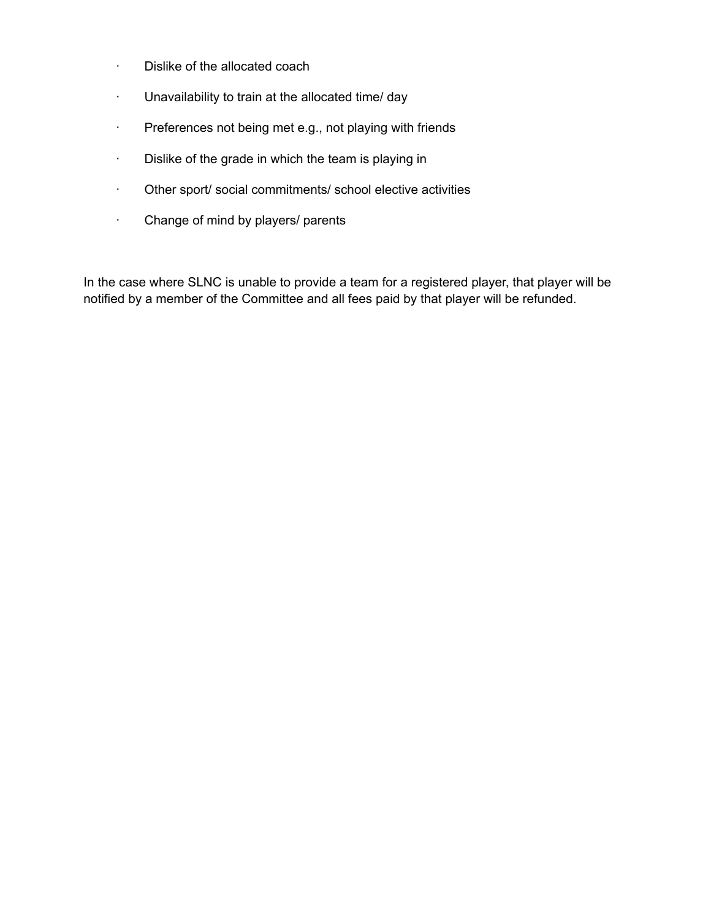- Dislike of the allocated coach
- Unavailability to train at the allocated time/ day
- Preferences not being met e.g., not playing with friends
- Dislike of the grade in which the team is playing in
- Other sport/ social commitments/ school elective activities
- Change of mind by players/ parents

In the case where SLNC is unable to provide a team for a registered player, that player will be notified by a member of the Committee and all fees paid by that player will be refunded.